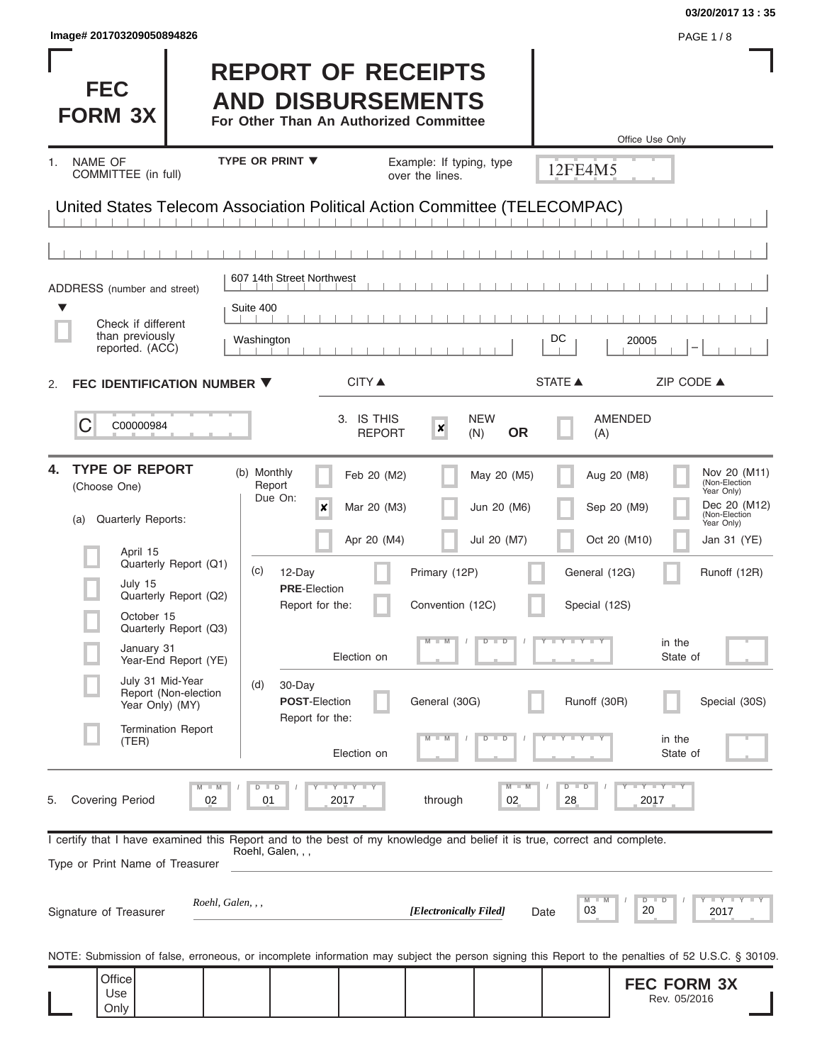Image# 201703209050894826

# FEC FORM 3X

# REPORT OF RECEIPTS AND DISBURSEMENTS

**For Other Than An Authorized Committee**

Office Use Only

12FE4M5

1. NAME OF COMMITTEE (in full) — TYPE OR PRINT ▼ — Example: If typing, type over the lines.

United States Telecom Association Political Action Committee (TELECOMPAC)

ADDRESS (number and street) ▼

607 14th Street Northwest

Suite 400

☐ Check if different than previously reported. (ACC)

| CITY ▲ | STATE ▲ | ZIP CODE ▲ |
|---|---|---|
| Washington | DC | 20005 |

2. **FEC IDENTIFICATION NUMBER ▼**

C00000984

3. IS THIS REPORT: ☒ NEW (N) **OR** ☐ AMENDED (A)

4. **TYPE OF REPORT** (Choose One)

(a) Quarterly Reports:

- ☐ April 15 Quarterly Report (Q1)
- ☐ July 15 Quarterly Report (Q2)
- ☐ October 15 Quarterly Report (Q3)
- ☐ January 31 Year-End Report (YE)
- ☐ July 31 Mid-Year Report (Non-election Year Only) (MY)
- ☐ Termination Report (TER)

(b) Monthly Report Due On:

| | | | |
|---|---|---|---|
| ☐ Feb 20 (M2) | ☐ May 20 (M5) | ☐ Aug 20 (M8) | ☐ Nov 20 (M11) (Non-Election Year Only) |
| ☒ Mar 20 (M3) | ☐ Jun 20 (M6) | ☐ Sep 20 (M9) | ☐ Dec 20 (M12) (Non-Election Year Only) |
| ☐ Apr 20 (M4) | ☐ Jul 20 (M7) | ☐ Oct 20 (M10) | ☐ Jan 31 (YE) |

(c) 12-Day **PRE**-Election Report for the:

- ☐ Primary (12P)
- ☐ General (12G)
- ☐ Runoff (12R)
- ☐ Convention (12C)
- ☐ Special (12S)

Election on MM / DD / YYYY in the State of

(d) 30-Day **POST**-Election Report for the:

- ☐ General (30G)
- ☐ Runoff (30R)
- ☐ Special (30S)

Election on MM / DD / YYYY in the State of

5. Covering Period 02 / 01 / 2017 through 02 / 28 / 2017

I certify that I have examined this Report and to the best of my knowledge and belief it is true, correct and complete.

Type or Print Name of Treasurer: Roehl, Galen, , ,

Signature of Treasurer: *Roehl, Galen, , ,* *[Electronically Filed]* Date 03 / 20 / 2017

NOTE: Submission of false, erroneous, or incomplete information may subject the person signing this Report to the penalties of 52 U.S.C. § 30109.

Office Use Only

**FEC FORM 3X** Rev. 05/2016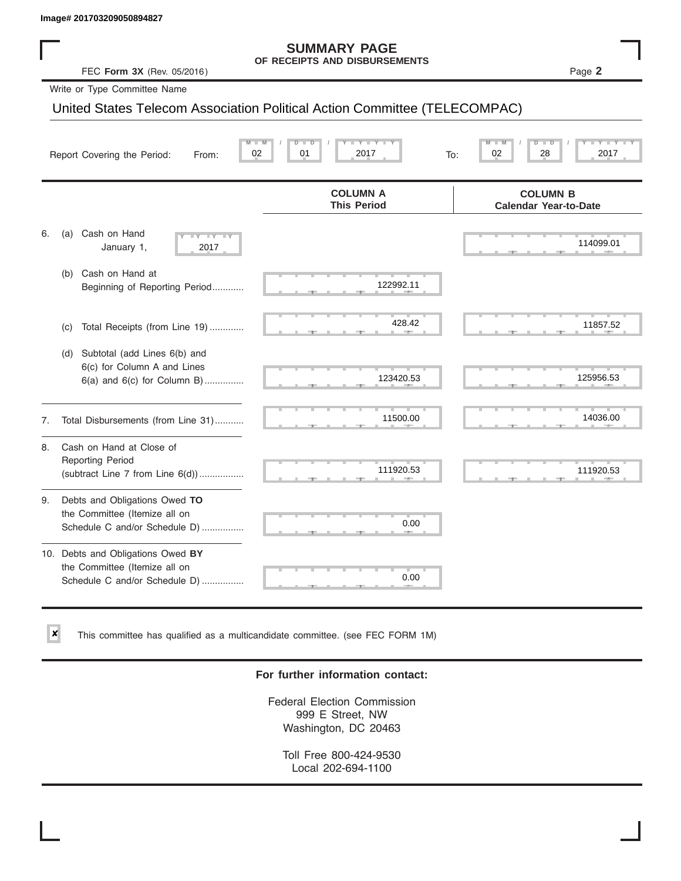Image# 201703209050894827

# SUMMARY PAGE
## OF RECEIPTS AND DISBURSEMENTS

FEC **Form 3X** (Rev. 05/2016) Page **2**

Write or Type Committee Name

United States Telecom Association Political Action Committee (TELECOMPAC)

Report Covering the Period: From: 02 / 01 / 2017 To: 02 / 28 / 2017

| | COLUMN A This Period | COLUMN B Calendar Year-to-Date |
|---|---|---|
| 6. (a) Cash on Hand January 1, 2017 | | 114099.01 |
| (b) Cash on Hand at Beginning of Reporting Period | 122992.11 | |
| (c) Total Receipts (from Line 19) | 428.42 | 11857.52 |
| (d) Subtotal (add Lines 6(b) and 6(c) for Column A and Lines 6(a) and 6(c) for Column B) | 123420.53 | 125956.53 |
| 7. Total Disbursements (from Line 31) | 11500.00 | 14036.00 |
| 8. Cash on Hand at Close of Reporting Period (subtract Line 7 from Line 6(d)) | 111920.53 | 111920.53 |
| 9. Debts and Obligations Owed **TO** the Committee (Itemize all on Schedule C and/or Schedule D) | 0.00 | |
| 10. Debts and Obligations Owed **BY** the Committee (Itemize all on Schedule C and/or Schedule D) | 0.00 | |

☒ This committee has qualified as a multicandidate committee. (see FEC FORM 1M)

**For further information contact:**

Federal Election Commission
999 E Street, NW
Washington, DC 20463

Toll Free 800-424-9530
Local 202-694-1100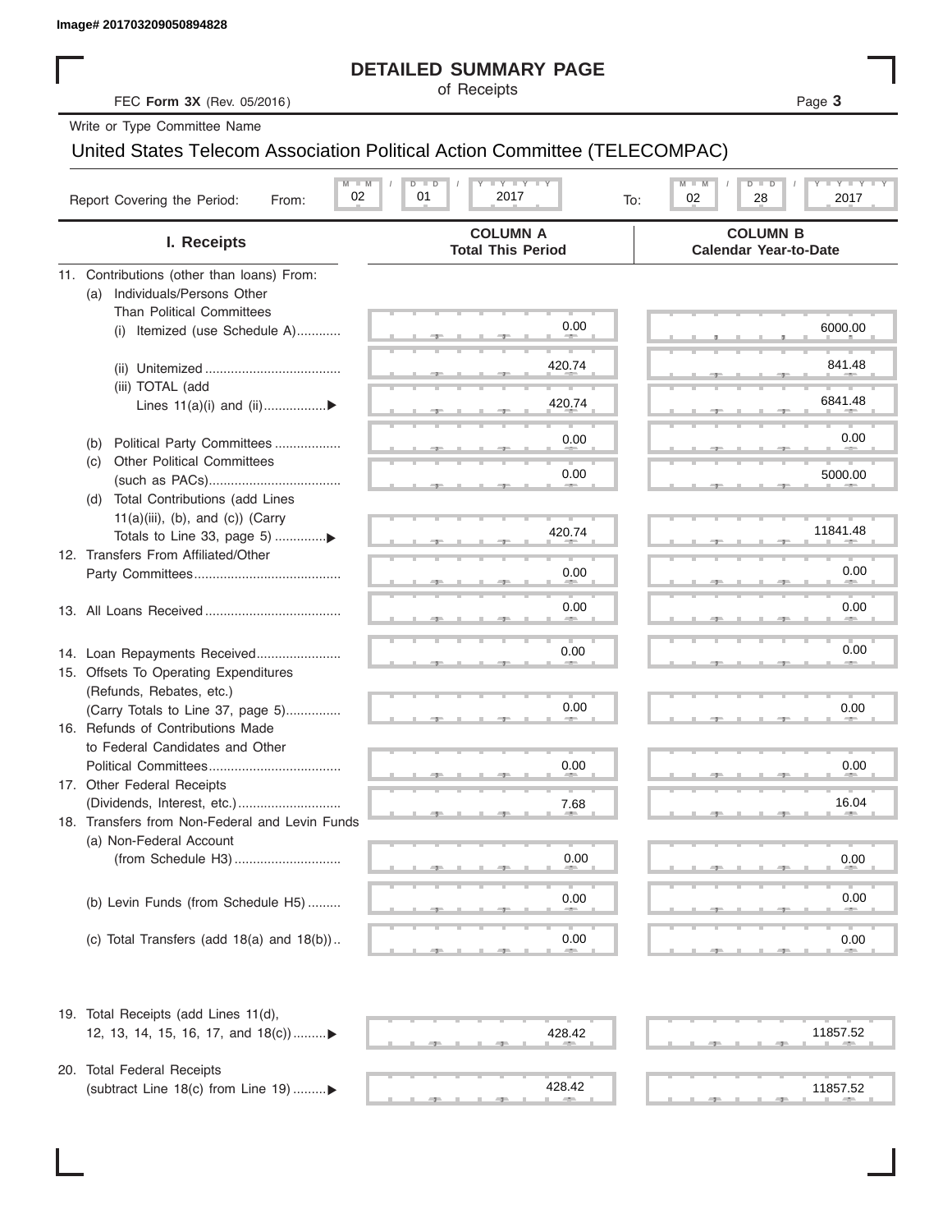Image# 201703209050894828

# DETAILED SUMMARY PAGE

of Receipts

FEC **Form 3X** (Rev. 05/2016)

Write or Type Committee Name

## United States Telecom Association Political Action Committee (TELECOMPAC)

Report Covering the Period: From: 02 / 01 / 2017 To: 02 / 28 / 2017

| I. Receipts | COLUMN A Total This Period | COLUMN B Calendar Year-to-Date |
|---|---|---|
| 11. Contributions (other than loans) From: | | |
| (a) Individuals/Persons Other Than Political Committees | | |
| (i) Itemized (use Schedule A)............ | 0.00 | 6000.00 |
| (ii) Unitemized ..................................... | 420.74 | 841.48 |
| (iii) TOTAL (add Lines 11(a)(i) and (ii)................. ▶ | 420.74 | 6841.48 |
| (b) Political Party Committees .................. | 0.00 | 0.00 |
| (c) Other Political Committees (such as PACs).................................... | 0.00 | 5000.00 |
| (d) Total Contributions (add Lines 11(a)(iii), (b), and (c)) (Carry Totals to Line 33, page 5) .............▶ | 420.74 | 11841.48 |
| 12. Transfers From Affiliated/Other Party Committees........................................ | 0.00 | 0.00 |
| 13. All Loans Received ..................................... | 0.00 | 0.00 |
| 14. Loan Repayments Received....................... | 0.00 | 0.00 |
| 15. Offsets To Operating Expenditures (Refunds, Rebates, etc.) (Carry Totals to Line 37, page 5)............... | 0.00 | 0.00 |
| 16. Refunds of Contributions Made to Federal Candidates and Other Political Committees.................................... | 0.00 | 0.00 |
| 17. Other Federal Receipts (Dividends, Interest, etc.)............................ | 7.68 | 16.04 |
| 18. Transfers from Non-Federal and Levin Funds | | |
| (a) Non-Federal Account (from Schedule H3)............................. | 0.00 | 0.00 |
| (b) Levin Funds (from Schedule H5) ......... | 0.00 | 0.00 |
| (c) Total Transfers (add 18(a) and 18(b)).. | 0.00 | 0.00 |
| 19. Total Receipts (add Lines 11(d), 12, 13, 14, 15, 16, 17, and 18(c)).........▶ | 428.42 | 11857.52 |
| 20. Total Federal Receipts (subtract Line 18(c) from Line 19) .........▶ | 428.42 | 11857.52 |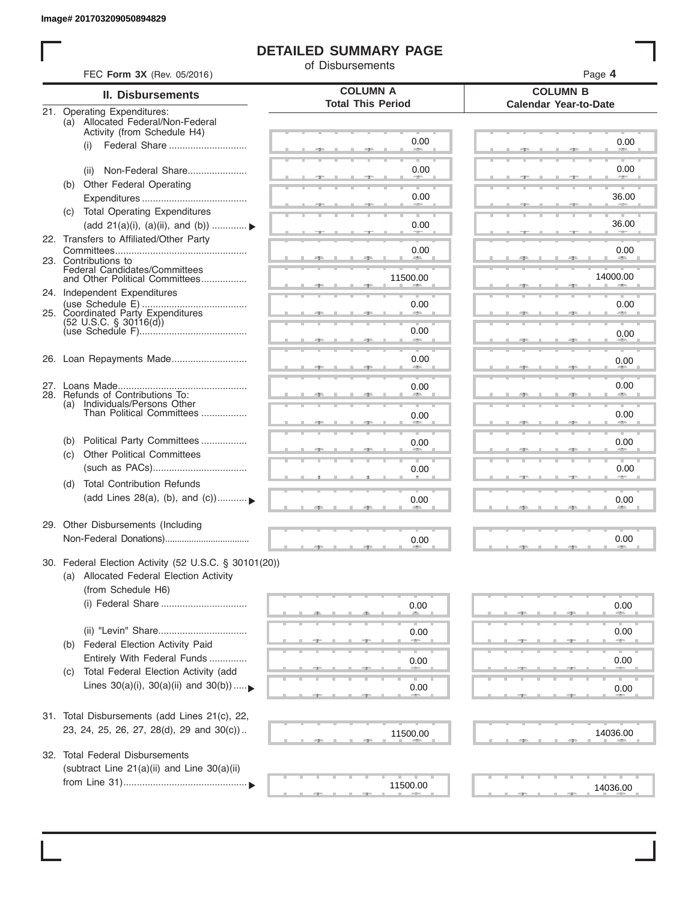Image# 201703209050894829

# DETAILED SUMMARY PAGE

of Disbursements

FEC **Form 3X** (Rev. 05/2016)

| II. Disbursements | COLUMN A Total This Period | COLUMN B Calendar Year-to-Date |
|---|---|---|
| 21. Operating Expenditures: | | |
| (a) Allocated Federal/Non-Federal Activity (from Schedule H4) | | |
| (i) Federal Share | 0.00 | 0.00 |
| (ii) Non-Federal Share | 0.00 | 0.00 |
| (b) Other Federal Operating Expenditures | 0.00 | 36.00 |
| (c) Total Operating Expenditures (add 21(a)(i), (a)(ii), and (b)) ▶ | 0.00 | 36.00 |
| 22. Transfers to Affiliated/Other Party Committees | 0.00 | 0.00 |
| 23. Contributions to Federal Candidates/Committees and Other Political Committees | 11500.00 | 14000.00 |
| 24. Independent Expenditures (use Schedule E) | 0.00 | 0.00 |
| 25. Coordinated Party Expenditures (52 U.S.C. § 30116(d)) (use Schedule F) | 0.00 | 0.00 |
| 26. Loan Repayments Made | 0.00 | 0.00 |
| 27. Loans Made | 0.00 | 0.00 |
| 28. Refunds of Contributions To: | | |
| (a) Individuals/Persons Other Than Political Committees | 0.00 | 0.00 |
| (b) Political Party Committees | 0.00 | 0.00 |
| (c) Other Political Committees (such as PACs) | 0.00 | 0.00 |
| (d) Total Contribution Refunds (add Lines 28(a), (b), and (c)) ▶ | 0.00 | 0.00 |
| 29. Other Disbursements (Including Non-Federal Donations) | 0.00 | 0.00 |
| 30. Federal Election Activity (52 U.S.C. § 30101(20)) | | |
| (a) Allocated Federal Election Activity (from Schedule H6) | | |
| (i) Federal Share | 0.00 | 0.00 |
| (ii) "Levin" Share | 0.00 | 0.00 |
| (b) Federal Election Activity Paid Entirely With Federal Funds | 0.00 | 0.00 |
| (c) Total Federal Election Activity (add Lines 30(a)(i), 30(a)(ii) and 30(b)) ▶ | 0.00 | 0.00 |
| 31. Total Disbursements (add Lines 21(c), 22, 23, 24, 25, 26, 27, 28(d), 29 and 30(c)) | 11500.00 | 14036.00 |
| 32. Total Federal Disbursements (subtract Line 21(a)(ii) and Line 30(a)(ii) from Line 31) ▶ | 11500.00 | 14036.00 |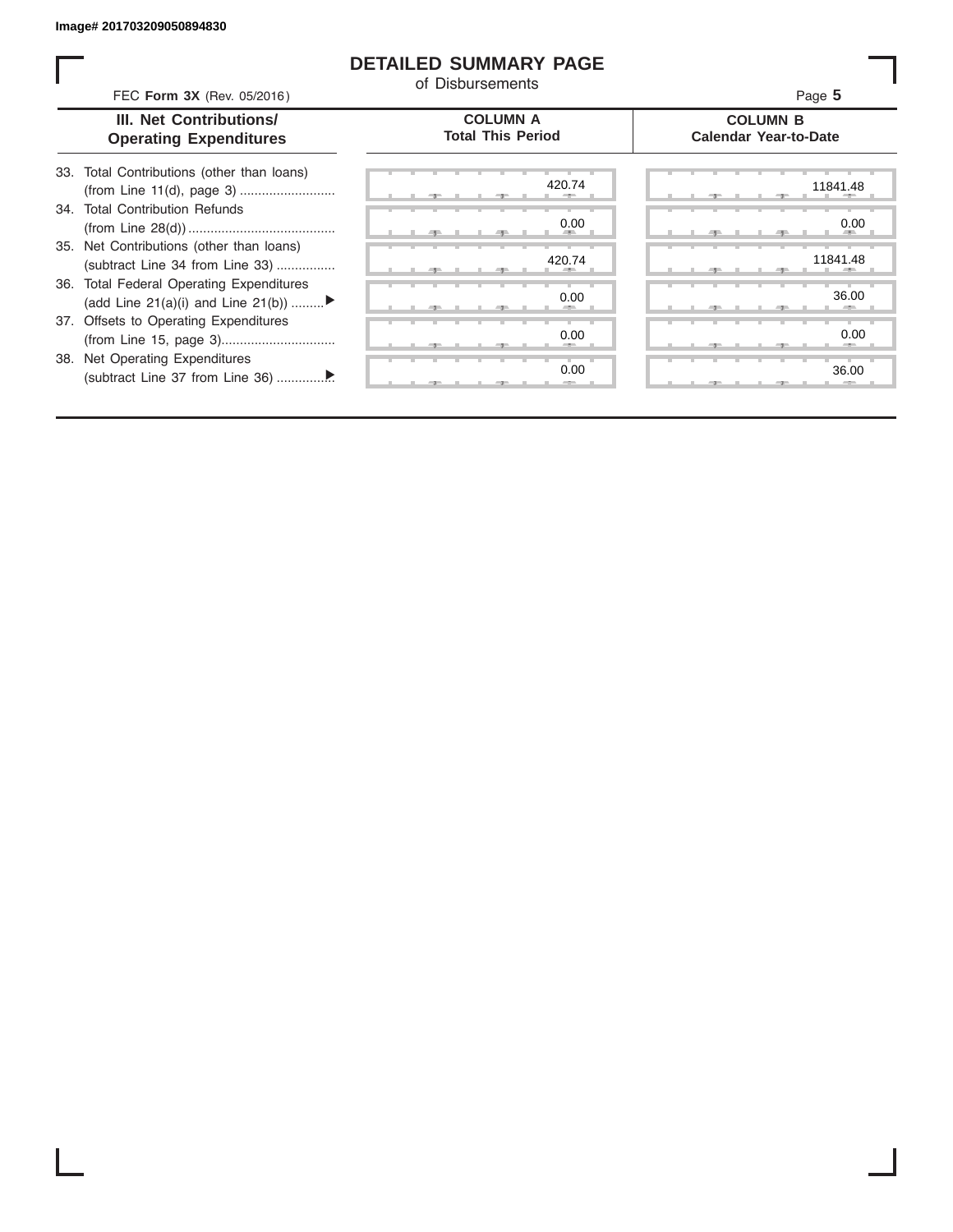Image# 201703209050894830

# DETAILED SUMMARY PAGE

of Disbursements

FEC **Form 3X** (Rev. 05/2016)

| III. Net Contributions/ Operating Expenditures | COLUMN A Total This Period | COLUMN B Calendar Year-to-Date |
|---|---|---|
| 33. Total Contributions (other than loans) (from Line 11(d), page 3) | 420.74 | 11841.48 |
| 34. Total Contribution Refunds (from Line 28(d)) | 0.00 | 0.00 |
| 35. Net Contributions (other than loans) (subtract Line 34 from Line 33) | 420.74 | 11841.48 |
| 36. Total Federal Operating Expenditures (add Line 21(a)(i) and Line 21(b)) ▶ | 0.00 | 36.00 |
| 37. Offsets to Operating Expenditures (from Line 15, page 3) | 0.00 | 0.00 |
| 38. Net Operating Expenditures (subtract Line 37 from Line 36) ▶ | 0.00 | 36.00 |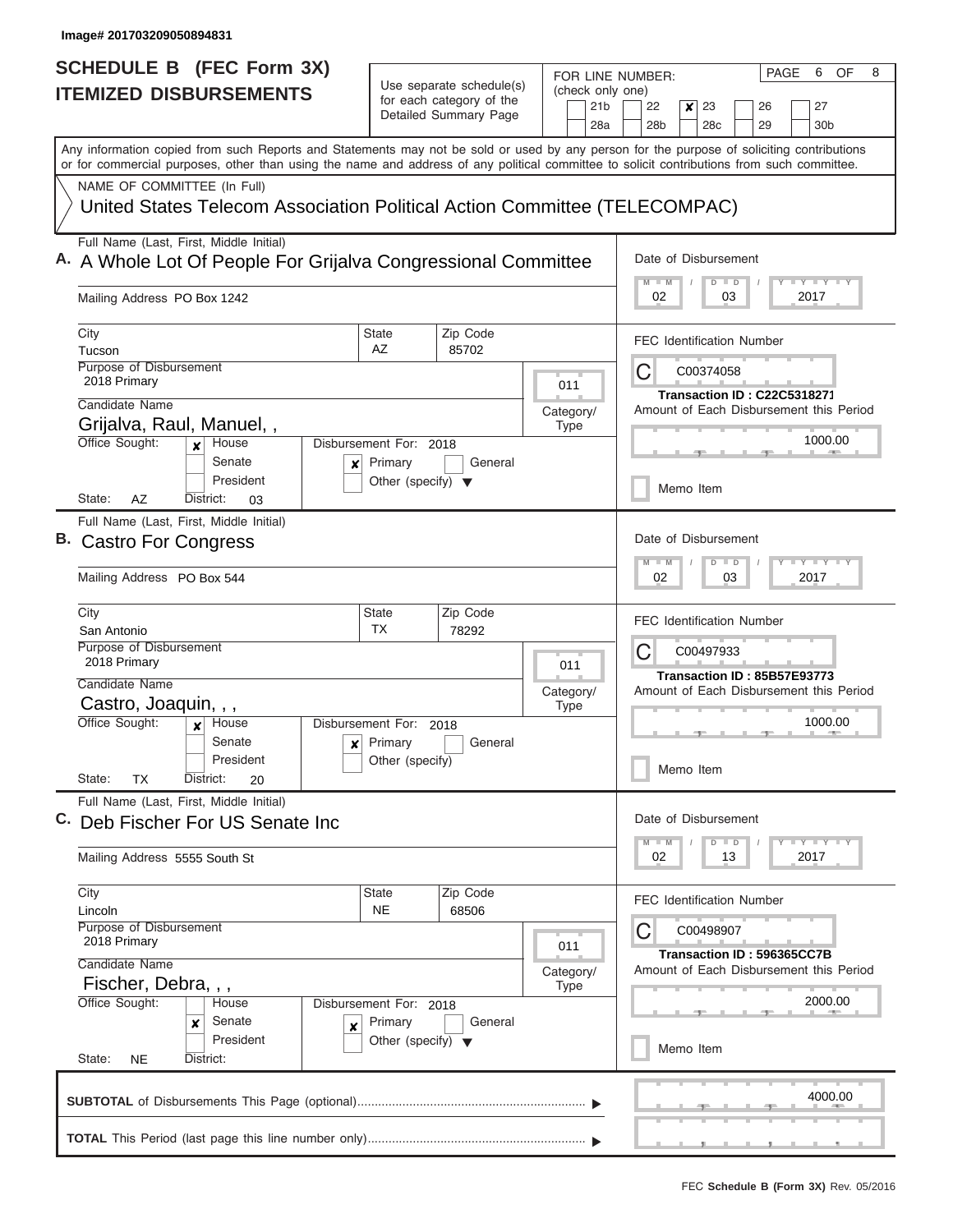Image# 201703209050894831

# SCHEDULE B (FEC Form 3X)
## ITEMIZED DISBURSEMENTS

Use separate schedule(s) for each category of the Detailed Summary Page

FOR LINE NUMBER: (check only one)

21b | 22 | ✘ 23 | 26 | 27
28a | 28b | 28c | 29 | 30b

PAGE 6 OF 8

Any information copied from such Reports and Statements may not be sold or used by any person for the purpose of soliciting contributions or for commercial purposes, other than using the name and address of any political committee to solicit contributions from such committee.

NAME OF COMMITTEE (In Full)

United States Telecom Association Political Action Committee (TELECOMPAC)

---

**A.** Full Name (Last, First, Middle Initial): A Whole Lot Of People For Grijalva Congressional Committee

Mailing Address: PO Box 1242

City: Tucson | State: AZ | Zip Code: 85702

Purpose of Disbursement: 2018 Primary

Category/Type: 011

Candidate Name: Grijalva, Raul, Manuel, ,

Office Sought: ✘ House / Senate / President

State: AZ District: 03

Disbursement For: 2018 ✘ Primary / General / Other (specify)

Date of Disbursement: 02 / 03 / 2017

FEC Identification Number: C00374058

Transaction ID : C22C5318271

Amount of Each Disbursement this Period: 1000.00

Memo Item

---

**B.** Full Name (Last, First, Middle Initial): Castro For Congress

Mailing Address: PO Box 544

City: San Antonio | State: TX | Zip Code: 78292

Purpose of Disbursement: 2018 Primary

Category/Type: 011

Candidate Name: Castro, Joaquin, , ,

Office Sought: ✘ House / Senate / President

State: TX District: 20

Disbursement For: 2018 ✘ Primary / General / Other (specify)

Date of Disbursement: 02 / 03 / 2017

FEC Identification Number: C00497933

Transaction ID : 85B57E93773

Amount of Each Disbursement this Period: 1000.00

Memo Item

---

**C.** Full Name (Last, First, Middle Initial): Deb Fischer For US Senate Inc

Mailing Address: 5555 South St

City: Lincoln | State: NE | Zip Code: 68506

Purpose of Disbursement: 2018 Primary

Category/Type: 011

Candidate Name: Fischer, Debra, , ,

Office Sought: House / ✘ Senate / President

State: NE District:

Disbursement For: 2018 ✘ Primary / General / Other (specify)

Date of Disbursement: 02 / 13 / 2017

FEC Identification Number: C00498907

Transaction ID : 596365CC7B

Amount of Each Disbursement this Period: 2000.00

Memo Item

---

**SUBTOTAL** of Disbursements This Page (optional): 4000.00

**TOTAL** This Period (last page this line number only):

FEC **Schedule B (Form 3X)** Rev. 05/2016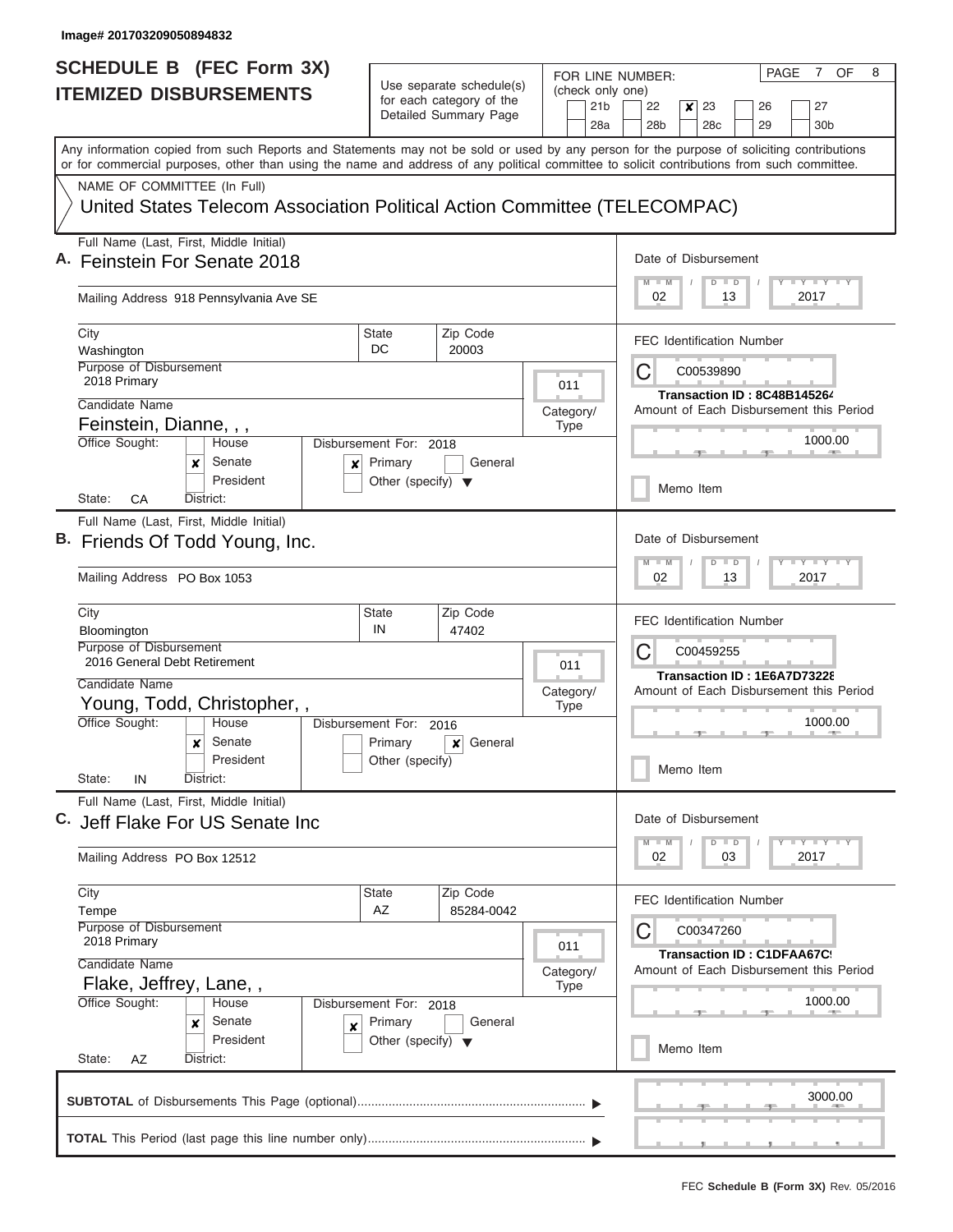Image# 201703209050894832

# SCHEDULE B (FEC Form 3X)
## ITEMIZED DISBURSEMENTS

Use separate schedule(s) for each category of the Detailed Summary Page

FOR LINE NUMBER: (check only one)

21b | 22 | [x] 23 | 26 | 27 | 28a | 28b | 28c | 29 | 30b

Any information copied from such Reports and Statements may not be sold or used by any person for the purpose of soliciting contributions or for commercial purposes, other than using the name and address of any political committee to solicit contributions from such committee.

NAME OF COMMITTEE (In Full)

United States Telecom Association Political Action Committee (TELECOMPAC)

---

**A.** Full Name (Last, First, Middle Initial): Feinstein For Senate 2018

Mailing Address: 918 Pennsylvania Ave SE

City: Washington | State: DC | Zip Code: 20003

Purpose of Disbursement: 2018 Primary

Category/Type: 011

Candidate Name: Feinstein, Dianne, , ,

Office Sought: [ ] House [x] Senate [ ] President

State: CA District:

Disbursement For: 2018 [x] Primary [ ] General [ ] Other (specify)

Date of Disbursement: 02 / 13 / 2017

FEC Identification Number: C00539890

Transaction ID : 8C48B145264

Amount of Each Disbursement this Period: 1000.00

[ ] Memo Item

---

**B.** Full Name (Last, First, Middle Initial): Friends Of Todd Young, Inc.

Mailing Address: PO Box 1053

City: Bloomington | State: IN | Zip Code: 47402

Purpose of Disbursement: 2016 General Debt Retirement

Category/Type: 011

Candidate Name: Young, Todd, Christopher, ,

Office Sought: [ ] House [x] Senate [ ] President

State: IN District:

Disbursement For: 2016 [ ] Primary [x] General [ ] Other (specify)

Date of Disbursement: 02 / 13 / 2017

FEC Identification Number: C00459255

Transaction ID : 1E6A7D73228

Amount of Each Disbursement this Period: 1000.00

[ ] Memo Item

---

**C.** Full Name (Last, First, Middle Initial): Jeff Flake For US Senate Inc

Mailing Address: PO Box 12512

City: Tempe | State: AZ | Zip Code: 85284-0042

Purpose of Disbursement: 2018 Primary

Category/Type: 011

Candidate Name: Flake, Jeffrey, Lane, ,

Office Sought: [ ] House [x] Senate [ ] President

State: AZ District:

Disbursement For: 2018 [x] Primary [ ] General [ ] Other (specify)

Date of Disbursement: 02 / 03 / 2017

FEC Identification Number: C00347260

Transaction ID : C1DFAA67C

Amount of Each Disbursement this Period: 1000.00

[ ] Memo Item

---

**SUBTOTAL** of Disbursements This Page (optional): 3000.00

**TOTAL** This Period (last page this line number only):

FEC **Schedule B (Form 3X)** Rev. 05/2016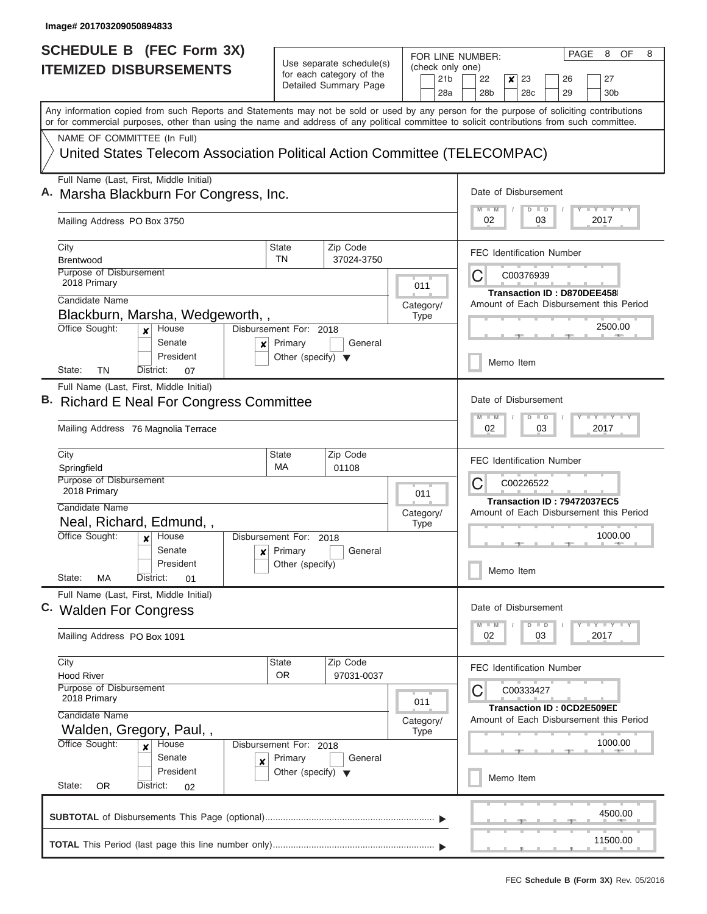Image# 201703209050894833

# SCHEDULE B (FEC Form 3X)
## ITEMIZED DISBURSEMENTS

Use separate schedule(s) for each category of the Detailed Summary Page

FOR LINE NUMBER: (check only one)
21b | 22 | ✘ 23 | 26 | 27 | 28a | 28b | 28c | 29 | 30b

PAGE 8 OF 8

Any information copied from such Reports and Statements may not be sold or used by any person for the purpose of soliciting contributions or for commercial purposes, other than using the name and address of any political committee to solicit contributions from such committee.

NAME OF COMMITTEE (In Full)
United States Telecom Association Political Action Committee (TELECOMPAC)

---

**A.** Full Name (Last, First, Middle Initial): Marsha Blackburn For Congress, Inc.

Mailing Address: PO Box 3750
City: Brentwood | State: TN | Zip Code: 37024-3750

Date of Disbursement: 02 / 03 / 2017

FEC Identification Number: C00376939
Transaction ID : D870DEE458I

Purpose of Disbursement: 2018 Primary
Category/Type: 011

Candidate Name: Blackburn, Marsha, Wedgeworth, ,
Office Sought: ✘ House | Senate | President
State: TN District: 07
Disbursement For: 2018 ✘ Primary | General | Other (specify)

Amount of Each Disbursement this Period: 2500.00

Memo Item

---

**B.** Full Name (Last, First, Middle Initial): Richard E Neal For Congress Committee

Mailing Address: 76 Magnolia Terrace
City: Springfield | State: MA | Zip Code: 01108

Date of Disbursement: 02 / 03 / 2017

FEC Identification Number: C00226522
Transaction ID : 79472037EC5

Purpose of Disbursement: 2018 Primary
Category/Type: 011

Candidate Name: Neal, Richard, Edmund, ,
Office Sought: ✘ House | Senate | President
State: MA District: 01
Disbursement For: 2018 ✘ Primary | General | Other (specify)

Amount of Each Disbursement this Period: 1000.00

Memo Item

---

**C.** Full Name (Last, First, Middle Initial): Walden For Congress

Mailing Address: PO Box 1091
City: Hood River | State: OR | Zip Code: 97031-0037

Date of Disbursement: 02 / 03 / 2017

FEC Identification Number: C00333427
Transaction ID : 0CD2E509ED

Purpose of Disbursement: 2018 Primary
Category/Type: 011

Candidate Name: Walden, Gregory, Paul, ,
Office Sought: ✘ House | Senate | President
State: OR District: 02
Disbursement For: 2018 ✘ Primary | General | Other (specify)

Amount of Each Disbursement this Period: 1000.00

Memo Item

---

**SUBTOTAL** of Disbursements This Page (optional): 4500.00

**TOTAL** This Period (last page this line number only): 11500.00

FEC **Schedule B (Form 3X)** Rev. 05/2016